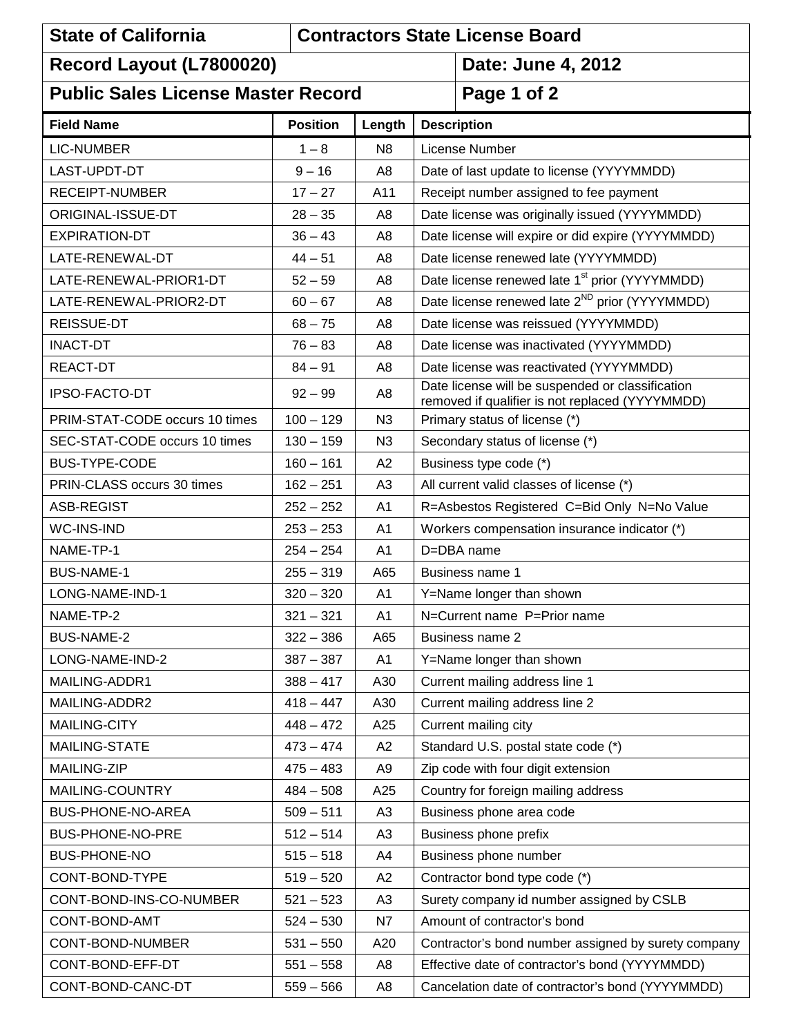| State of California | Contractors State License Board |
|---|---|
| Record Layout (L7800020) | Date: June 4, 2012 |
| Public Sales License Master Record | |

| Field Name | Position | Length | Description |
|---|---|---|---|
| LIC-NUMBER | 1 – 8 | N8 | License Number |
| LAST-UPDT-DT | 9 – 16 | A8 | Date of last update to license (YYYYMMDD) |
| RECEIPT-NUMBER | 17 – 27 | A11 | Receipt number assigned to fee payment |
| ORIGINAL-ISSUE-DT | 28 – 35 | A8 | Date license was originally issued (YYYYMMDD) |
| EXPIRATION-DT | 36 – 43 | A8 | Date license will expire or did expire (YYYYMMDD) |
| LATE-RENEWAL-DT | 44 – 51 | A8 | Date license renewed late (YYYYMMDD) |
| LATE-RENEWAL-PRIOR1-DT | 52 – 59 | A8 | Date license renewed late 1st prior (YYYYMMDD) |
| LATE-RENEWAL-PRIOR2-DT | 60 – 67 | A8 | Date license renewed late 2ND prior (YYYYMMDD) |
| REISSUE-DT | 68 – 75 | A8 | Date license was reissued (YYYYMMDD) |
| INACT-DT | 76 – 83 | A8 | Date license was inactivated (YYYYMMDD) |
| REACT-DT | 84 – 91 | A8 | Date license was reactivated (YYYYMMDD) |
| IPSO-FACTO-DT | 92 – 99 | A8 | Date license will be suspended or classification removed if qualifier is not replaced (YYYYMMDD) |
| PRIM-STAT-CODE occurs 10 times | 100 – 129 | N3 | Primary status of license (*) |
| SEC-STAT-CODE occurs 10 times | 130 – 159 | N3 | Secondary status of license (*) |
| BUS-TYPE-CODE | 160 – 161 | A2 | Business type code (*) |
| PRIN-CLASS occurs 30 times | 162 – 251 | A3 | All current valid classes of license (*) |
| ASB-REGIST | 252 – 252 | A1 | R=Asbestos Registered C=Bid Only N=No Value |
| WC-INS-IND | 253 – 253 | A1 | Workers compensation insurance indicator (*) |
| NAME-TP-1 | 254 – 254 | A1 | D=DBA name |
| BUS-NAME-1 | 255 – 319 | A65 | Business name 1 |
| LONG-NAME-IND-1 | 320 – 320 | A1 | Y=Name longer than shown |
| NAME-TP-2 | 321 – 321 | A1 | N=Current name P=Prior name |
| BUS-NAME-2 | 322 – 386 | A65 | Business name 2 |
| LONG-NAME-IND-2 | 387 – 387 | A1 | Y=Name longer than shown |
| MAILING-ADDR1 | 388 – 417 | A30 | Current mailing address line 1 |
| MAILING-ADDR2 | 418 – 447 | A30 | Current mailing address line 2 |
| MAILING-CITY | 448 – 472 | A25 | Current mailing city |
| MAILING-STATE | 473 – 474 | A2 | Standard U.S. postal state code (*) |
| MAILING-ZIP | 475 – 483 | A9 | Zip code with four digit extension |
| MAILING-COUNTRY | 484 – 508 | A25 | Country for foreign mailing address |
| BUS-PHONE-NO-AREA | 509 – 511 | A3 | Business phone area code |
| BUS-PHONE-NO-PRE | 512 – 514 | A3 | Business phone prefix |
| BUS-PHONE-NO | 515 – 518 | A4 | Business phone number |
| CONT-BOND-TYPE | 519 – 520 | A2 | Contractor bond type code (*) |
| CONT-BOND-INS-CO-NUMBER | 521 – 523 | A3 | Surety company id number assigned by CSLB |
| CONT-BOND-AMT | 524 – 530 | N7 | Amount of contractor's bond |
| CONT-BOND-NUMBER | 531 – 550 | A20 | Contractor's bond number assigned by surety company |
| CONT-BOND-EFF-DT | 551 – 558 | A8 | Effective date of contractor's bond (YYYYMMDD) |
| CONT-BOND-CANC-DT | 559 – 566 | A8 | Cancelation date of contractor's bond (YYYYMMDD) |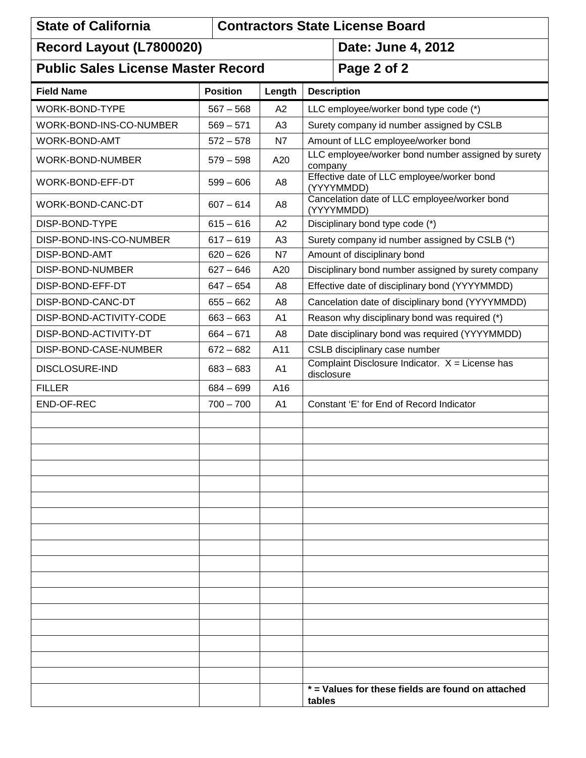| State of California | Contractors State License Board | | |
|---|---|---|---|
| **Record Layout (L7800020)** | | **Date: June 4, 2012** | |
| **Public Sales License Master Record** | | | |

| Field Name | Position | Length | Description |
|---|---|---|---|
| WORK-BOND-TYPE | 567 – 568 | A2 | LLC employee/worker bond type code (*) |
| WORK-BOND-INS-CO-NUMBER | 569 – 571 | A3 | Surety company id number assigned by CSLB |
| WORK-BOND-AMT | 572 – 578 | N7 | Amount of LLC employee/worker bond |
| WORK-BOND-NUMBER | 579 – 598 | A20 | LLC employee/worker bond number assigned by surety company |
| WORK-BOND-EFF-DT | 599 – 606 | A8 | Effective date of LLC employee/worker bond (YYYYMMDD) |
| WORK-BOND-CANC-DT | 607 – 614 | A8 | Cancelation date of LLC employee/worker bond (YYYYMMDD) |
| DISP-BOND-TYPE | 615 – 616 | A2 | Disciplinary bond type code (*) |
| DISP-BOND-INS-CO-NUMBER | 617 – 619 | A3 | Surety company id number assigned by CSLB (*) |
| DISP-BOND-AMT | 620 – 626 | N7 | Amount of disciplinary bond |
| DISP-BOND-NUMBER | 627 – 646 | A20 | Disciplinary bond number assigned by surety company |
| DISP-BOND-EFF-DT | 647 – 654 | A8 | Effective date of disciplinary bond (YYYYMMDD) |
| DISP-BOND-CANC-DT | 655 – 662 | A8 | Cancelation date of disciplinary bond (YYYYMMDD) |
| DISP-BOND-ACTIVITY-CODE | 663 – 663 | A1 | Reason why disciplinary bond was required (*) |
| DISP-BOND-ACTIVITY-DT | 664 – 671 | A8 | Date disciplinary bond was required (YYYYMMDD) |
| DISP-BOND-CASE-NUMBER | 672 – 682 | A11 | CSLB disciplinary case number |
| DISCLOSURE-IND | 683 – 683 | A1 | Complaint Disclosure Indicator. X = License has disclosure |
| FILLER | 684 – 699 | A16 | |
| END-OF-REC | 700 – 700 | A1 | Constant 'E' for End of Record Indicator |
| | | | **\* = Values for these fields are found on attached tables** |